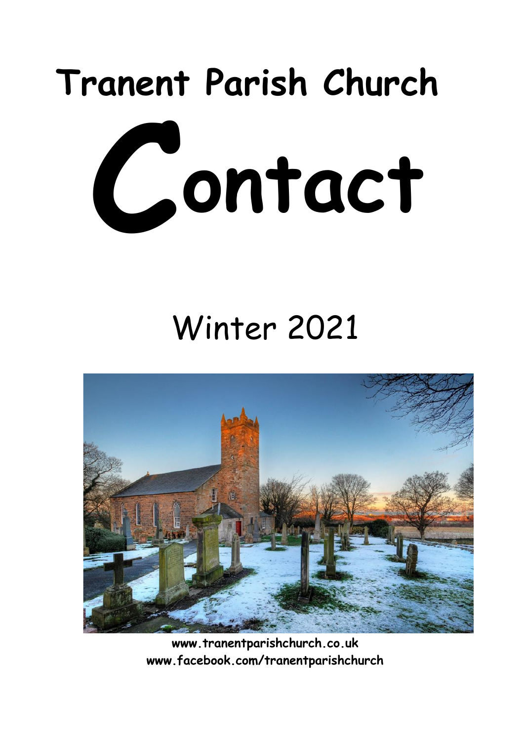# Tranent Parish Church

# Contact

## Winter 2021

**www.tranentparishchurch.co.uk**
**www.facebook.com/tranentparishchurch**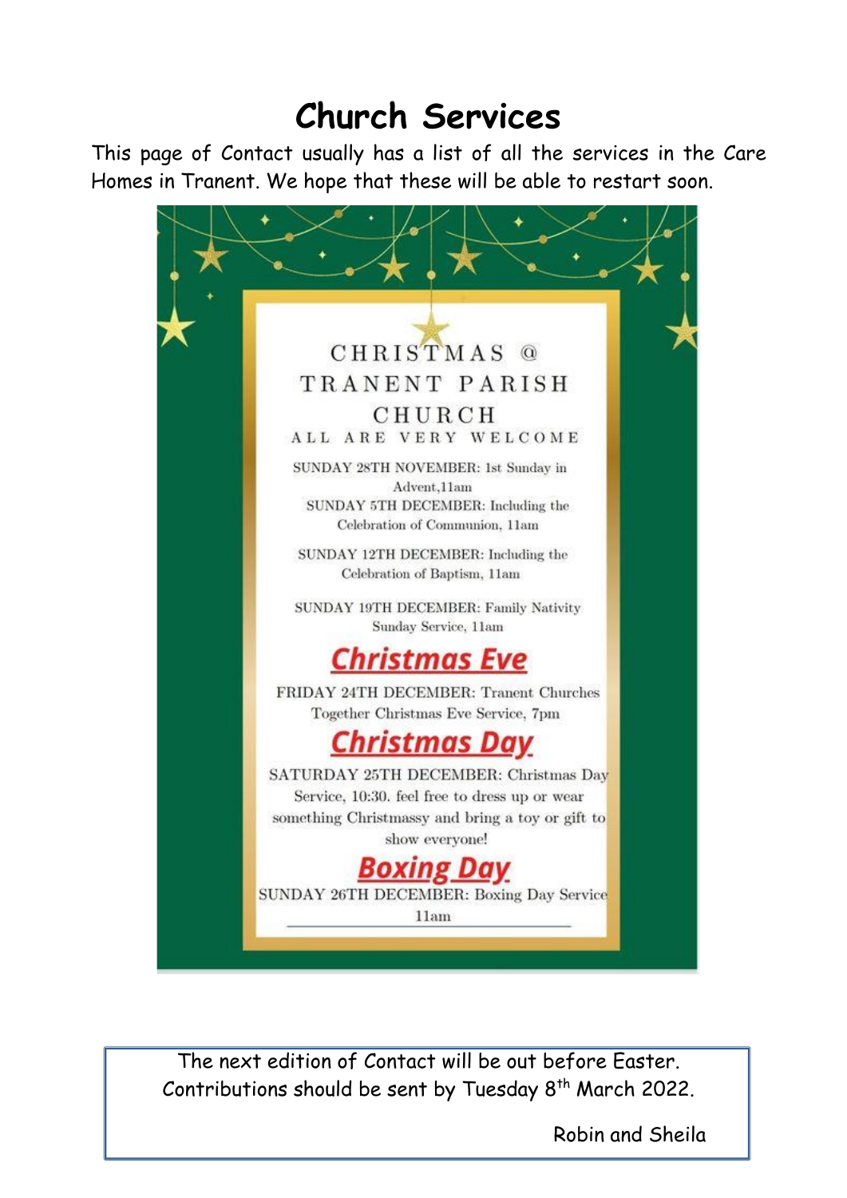# Church Services

This page of Contact usually has a list of all the services in the Care Homes in Tranent. We hope that these will be able to restart soon.

## CHRISTMAS @ TRANENT PARISH CHURCH

ALL ARE VERY WELCOME

SUNDAY 28TH NOVEMBER: 1st Sunday in Advent,11am

SUNDAY 5TH DECEMBER: Including the Celebration of Communion, 11am

SUNDAY 12TH DECEMBER: Including the Celebration of Baptism, 11am

SUNDAY 19TH DECEMBER: Family Nativity Sunday Service, 11am

### Christmas Eve

FRIDAY 24TH DECEMBER: Tranent Churches Together Christmas Eve Service, 7pm

### Christmas Day

SATURDAY 25TH DECEMBER: Christmas Day Service, 10:30. feel free to dress up or wear something Christmassy and bring a toy or gift to show everyone!

### Boxing Day

SUNDAY 26TH DECEMBER: Boxing Day Service 11am

---

The next edition of Contact will be out before Easter.
Contributions should be sent by Tuesday 8th March 2022.

Robin and Sheila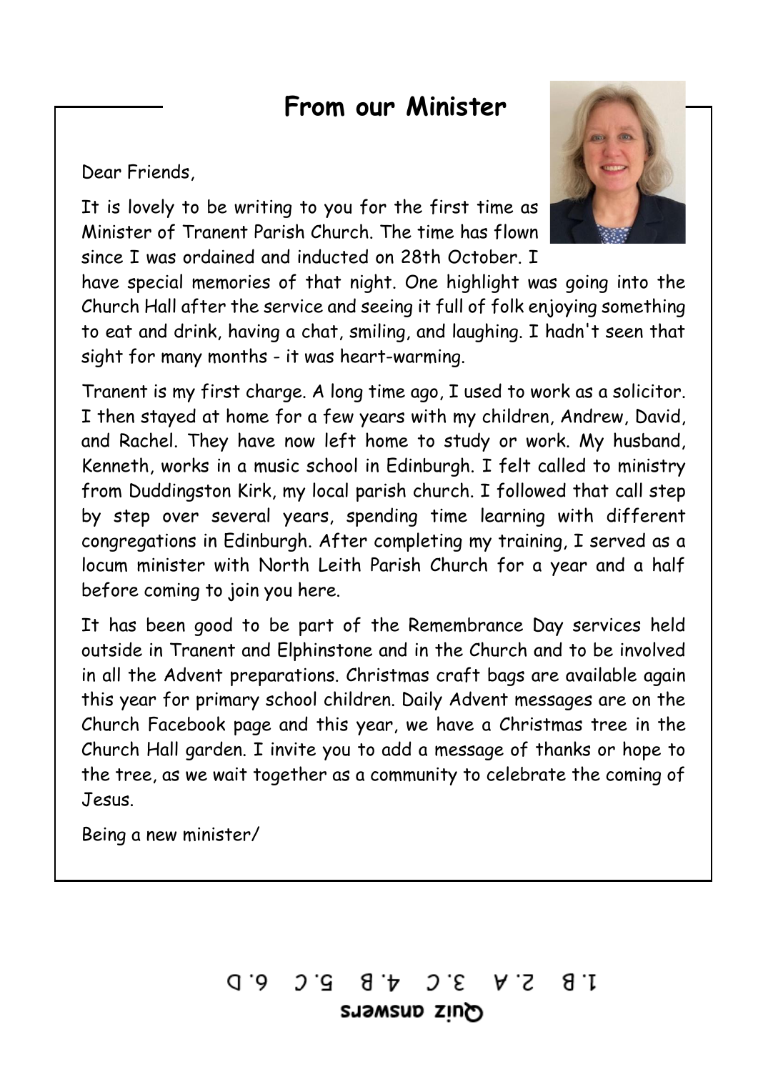## From our Minister

Dear Friends,

It is lovely to be writing to you for the first time as Minister of Tranent Parish Church. The time has flown since I was ordained and inducted on 28th October. I have special memories of that night. One highlight was going into the Church Hall after the service and seeing it full of folk enjoying something to eat and drink, having a chat, smiling, and laughing. I hadn't seen that sight for many months - it was heart-warming.

Tranent is my first charge. A long time ago, I used to work as a solicitor. I then stayed at home for a few years with my children, Andrew, David, and Rachel. They have now left home to study or work. My husband, Kenneth, works in a music school in Edinburgh. I felt called to ministry from Duddingston Kirk, my local parish church. I followed that call step by step over several years, spending time learning with different congregations in Edinburgh. After completing my training, I served as a locum minister with North Leith Parish Church for a year and a half before coming to join you here.

It has been good to be part of the Remembrance Day services held outside in Tranent and Elphinstone and in the Church and to be involved in all the Advent preparations. Christmas craft bags are available again this year for primary school children. Daily Advent messages are on the Church Facebook page and this year, we have a Christmas tree in the Church Hall garden. I invite you to add a message of thanks or hope to the tree, as we wait together as a community to celebrate the coming of Jesus.

Being a new minister/

**Quiz answers**

1. B 2. A 3. C 4. B 5. C 6. D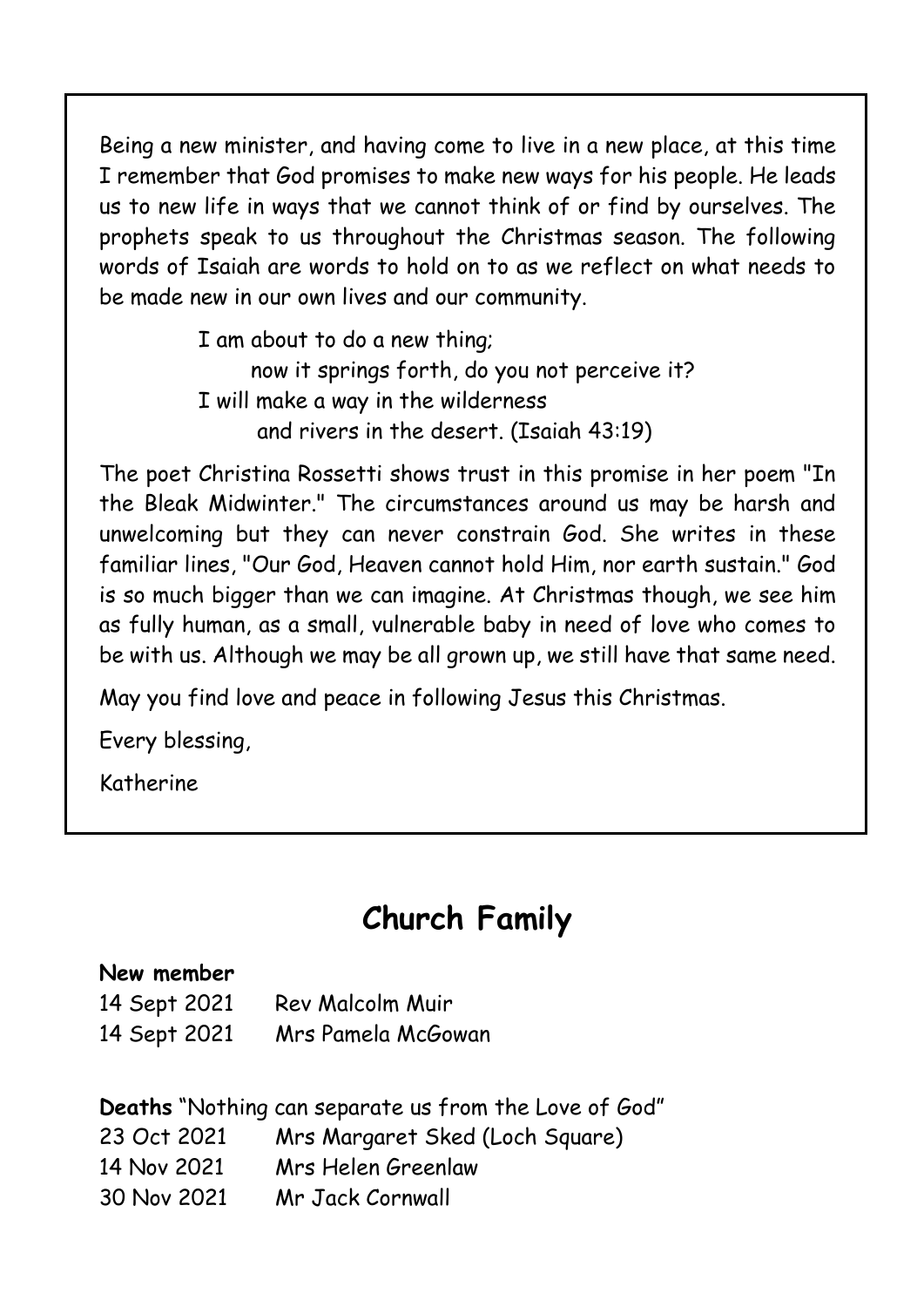Being a new minister, and having come to live in a new place, at this time I remember that God promises to make new ways for his people. He leads us to new life in ways that we cannot think of or find by ourselves. The prophets speak to us throughout the Christmas season. The following words of Isaiah are words to hold on to as we reflect on what needs to be made new in our own lives and our community.

> I am about to do a new thing;
> now it springs forth, do you not perceive it?
> I will make a way in the wilderness
> and rivers in the desert. (Isaiah 43:19)

The poet Christina Rossetti shows trust in this promise in her poem "In the Bleak Midwinter." The circumstances around us may be harsh and unwelcoming but they can never constrain God. She writes in these familiar lines, "Our God, Heaven cannot hold Him, nor earth sustain." God is so much bigger than we can imagine. At Christmas though, we see him as fully human, as a small, vulnerable baby in need of love who comes to be with us. Although we may be all grown up, we still have that same need.

May you find love and peace in following Jesus this Christmas.

Every blessing,

Katherine

## Church Family

**New member**

14 Sept 2021 Rev Malcolm Muir
14 Sept 2021 Mrs Pamela McGowan

**Deaths** "Nothing can separate us from the Love of God"

23 Oct 2021 Mrs Margaret Sked (Loch Square)
14 Nov 2021 Mrs Helen Greenlaw
30 Nov 2021 Mr Jack Cornwall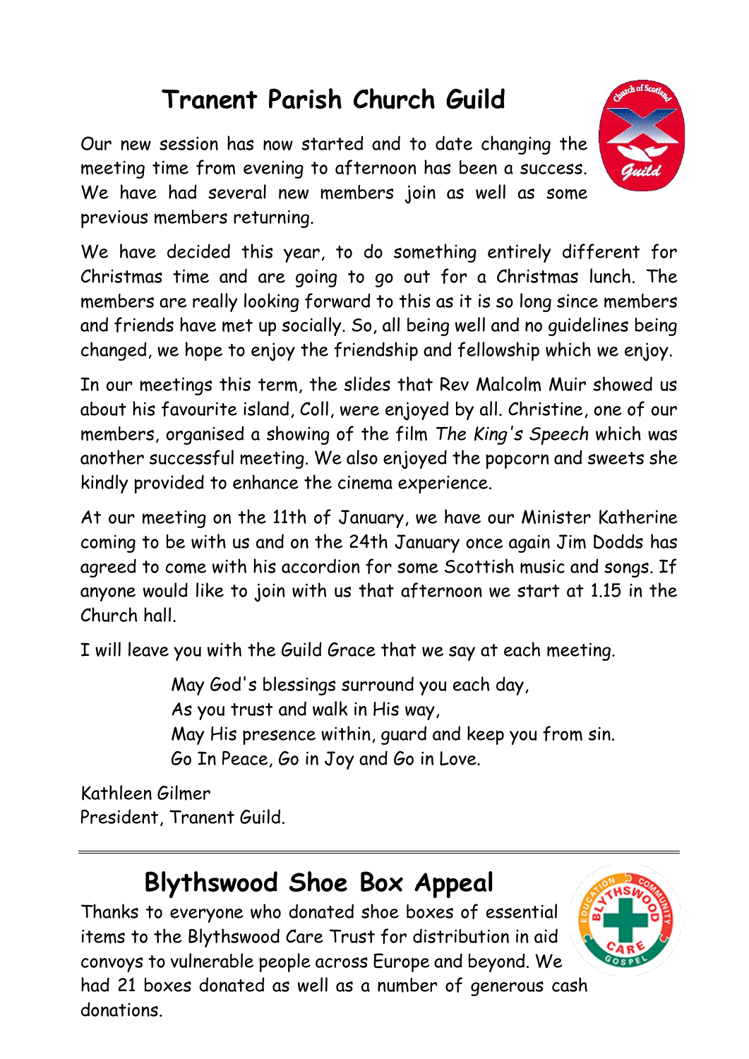# Tranent Parish Church Guild

Our new session has now started and to date changing the meeting time from evening to afternoon has been a success. We have had several new members join as well as some previous members returning.

We have decided this year, to do something entirely different for Christmas time and are going to go out for a Christmas lunch. The members are really looking forward to this as it is so long since members and friends have met up socially. So, all being well and no guidelines being changed, we hope to enjoy the friendship and fellowship which we enjoy.

In our meetings this term, the slides that Rev Malcolm Muir showed us about his favourite island, Coll, were enjoyed by all. Christine, one of our members, organised a showing of the film *The King's Speech* which was another successful meeting. We also enjoyed the popcorn and sweets she kindly provided to enhance the cinema experience.

At our meeting on the 11th of January, we have our Minister Katherine coming to be with us and on the 24th January once again Jim Dodds has agreed to come with his accordion for some Scottish music and songs. If anyone would like to join with us that afternoon we start at 1.15 in the Church hall.

I will leave you with the Guild Grace that we say at each meeting.

May God's blessings surround you each day,
As you trust and walk in His way,
May His presence within, guard and keep you from sin.
Go In Peace, Go in Joy and Go in Love.

Kathleen Gilmer
President, Tranent Guild.

---

# Blythswood Shoe Box Appeal

Thanks to everyone who donated shoe boxes of essential items to the Blythswood Care Trust for distribution in aid convoys to vulnerable people across Europe and beyond. We had 21 boxes donated as well as a number of generous cash donations.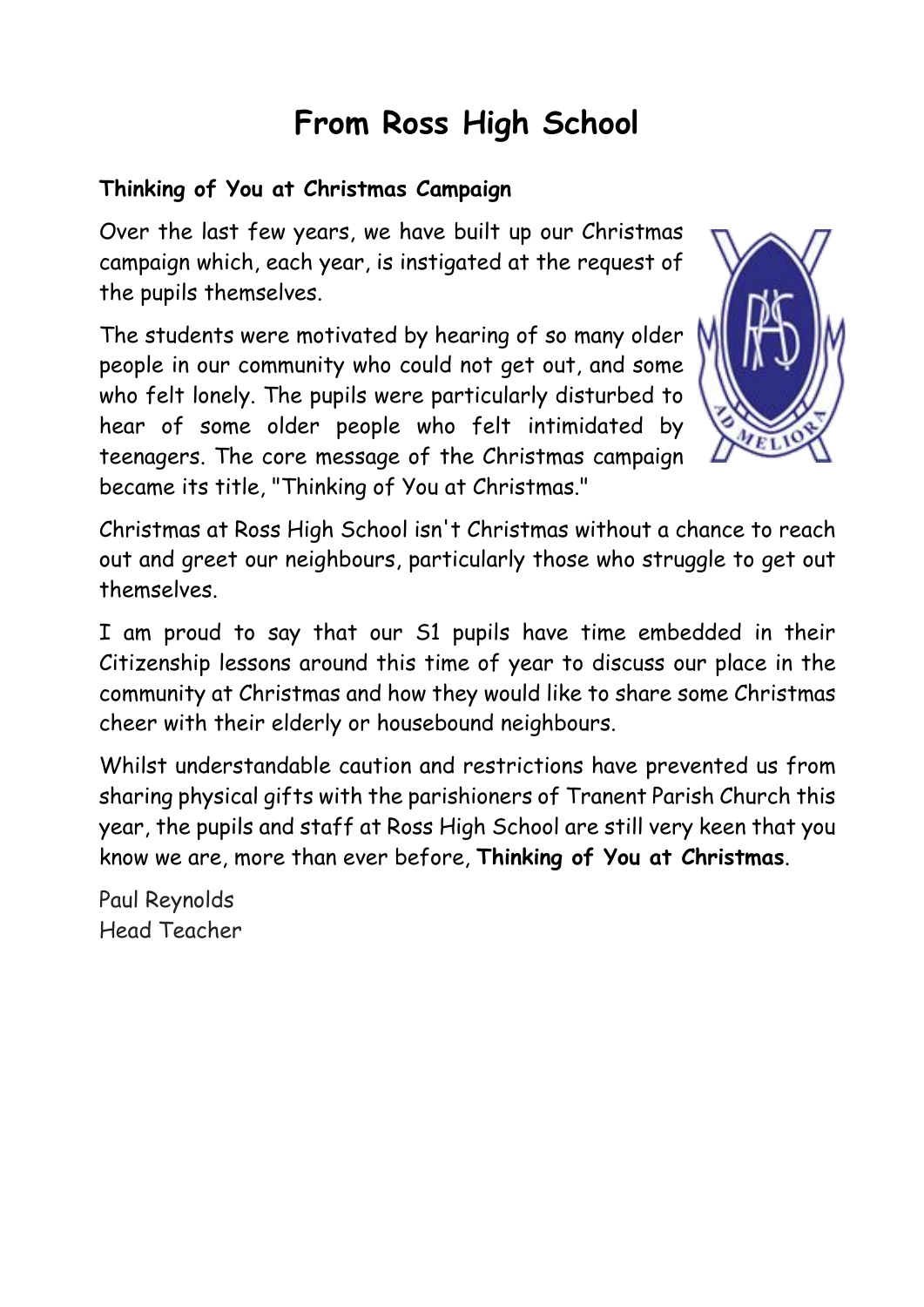# From Ross High School

**Thinking of You at Christmas Campaign**

Over the last few years, we have built up our Christmas campaign which, each year, is instigated at the request of the pupils themselves.

The students were motivated by hearing of so many older people in our community who could not get out, and some who felt lonely. The pupils were particularly disturbed to hear of some older people who felt intimidated by teenagers. The core message of the Christmas campaign became its title, "Thinking of You at Christmas."

Christmas at Ross High School isn't Christmas without a chance to reach out and greet our neighbours, particularly those who struggle to get out themselves.

I am proud to say that our S1 pupils have time embedded in their Citizenship lessons around this time of year to discuss our place in the community at Christmas and how they would like to share some Christmas cheer with their elderly or housebound neighbours.

Whilst understandable caution and restrictions have prevented us from sharing physical gifts with the parishioners of Tranent Parish Church this year, the pupils and staff at Ross High School are still very keen that you know we are, more than ever before, **Thinking of You at Christmas**.

Paul Reynolds
Head Teacher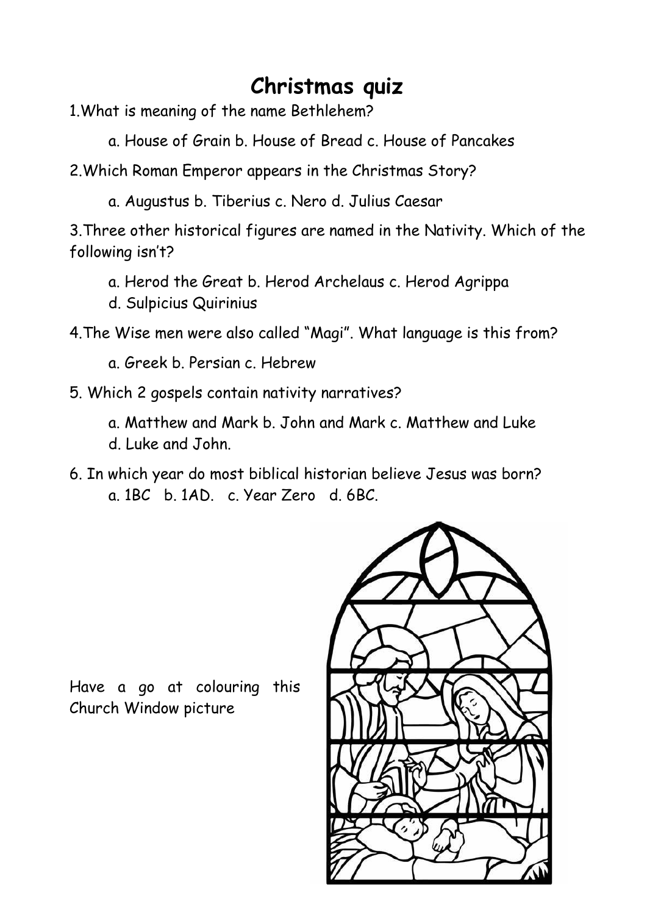# Christmas quiz

1.What is meaning of the name Bethlehem?

a. House of Grain b. House of Bread c. House of Pancakes

2.Which Roman Emperor appears in the Christmas Story?

a. Augustus b. Tiberius c. Nero d. Julius Caesar

3.Three other historical figures are named in the Nativity. Which of the following isn't?

a. Herod the Great b. Herod Archelaus c. Herod Agrippa
d. Sulpicius Quirinius

4.The Wise men were also called "Magi". What language is this from?

a. Greek b. Persian c. Hebrew

5. Which 2 gospels contain nativity narratives?

a. Matthew and Mark b. John and Mark c. Matthew and Luke
d. Luke and John.

6. In which year do most biblical historian believe Jesus was born?
a. 1BC b. 1AD. c. Year Zero d. 6BC.

Have a go at colouring this Church Window picture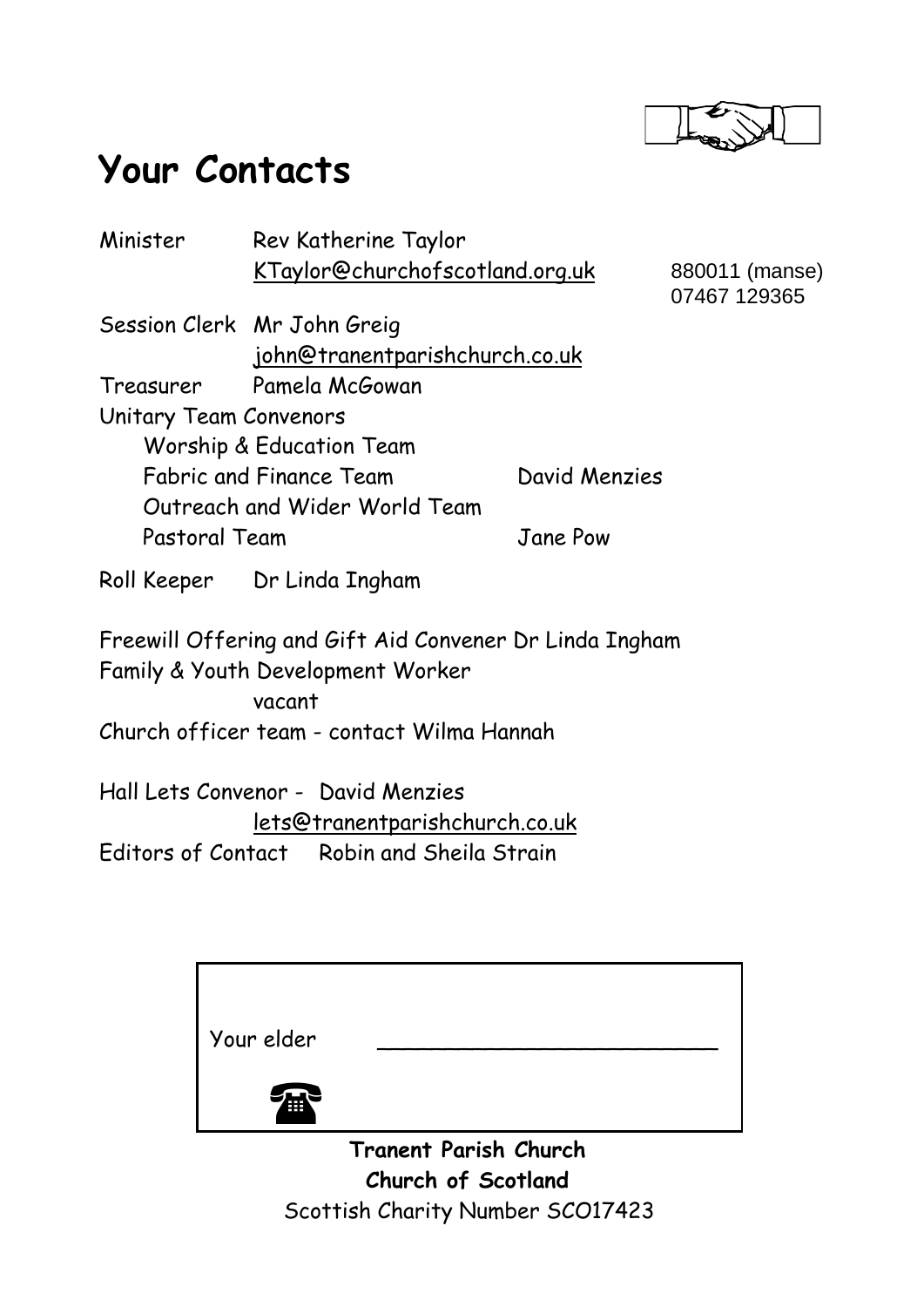# Your Contacts

| | | | |
|---|---|---|---|
| Minister | Rev Katherine Taylor<br>KTaylor@churchofscotland.org.uk | | 880011 (manse)<br>07467 129365 |
| Session Clerk | Mr John Greig<br>john@tranentparishchurch.co.uk | | |
| Treasurer | Pamela McGowan | | |

Unitary Team Convenors

| | |
|---|---|
| Worship & Education Team | |
| Fabric and Finance Team | David Menzies |
| Outreach and Wider World Team | |
| Pastoral Team | Jane Pow |

Roll Keeper Dr Linda Ingham

Freewill Offering and Gift Aid Convener Dr Linda Ingham

Family & Youth Development Worker
vacant

Church officer team - contact Wilma Hannah

Hall Lets Convenor - David Menzies
lets@tranentparishchurch.co.uk

Editors of Contact Robin and Sheila Strain

Your elder ___________________________

☎

**Tranent Parish Church**
**Church of Scotland**
Scottish Charity Number SCO17423